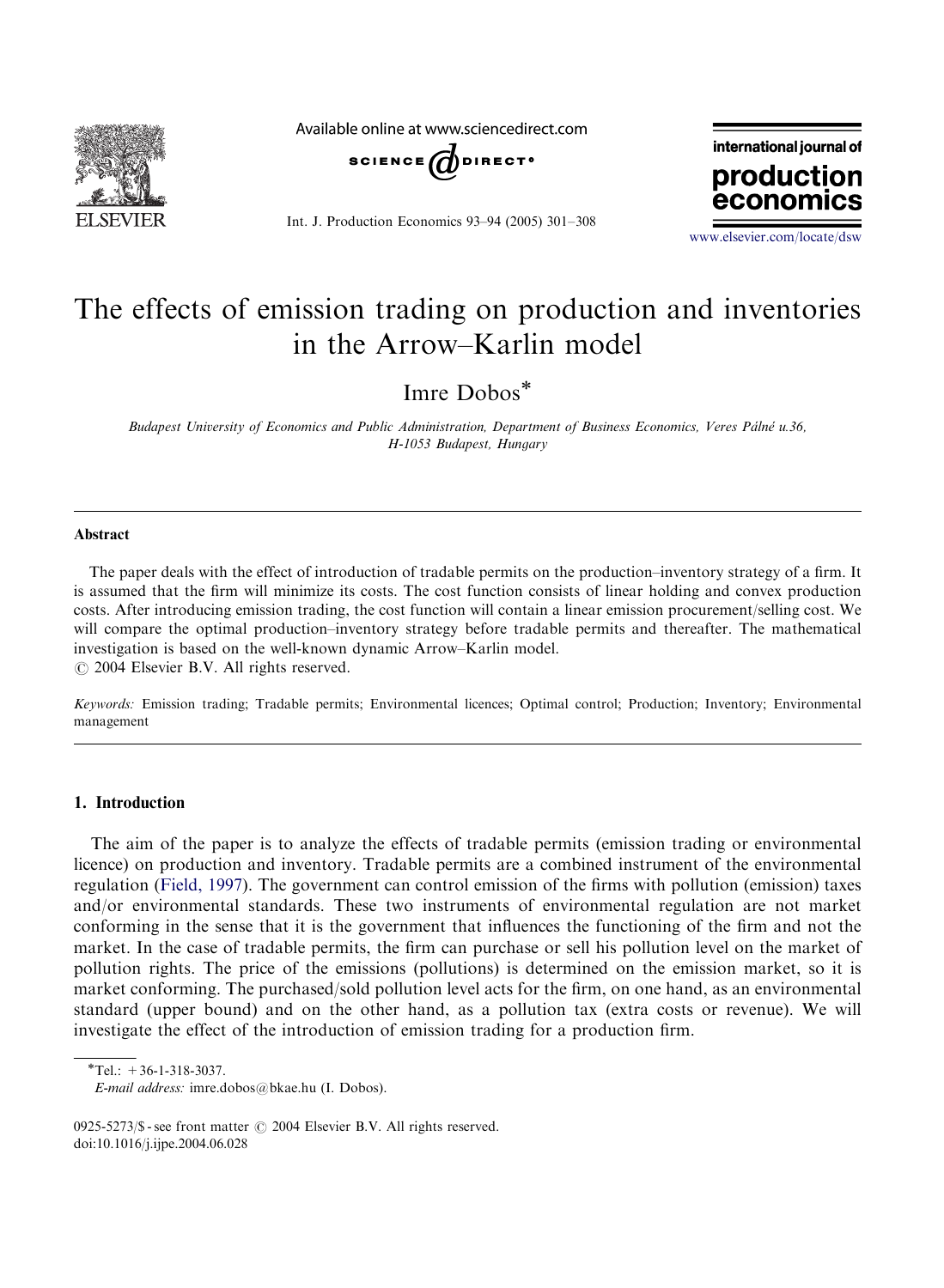# The effects of emission trading on production and inventories in the Arrow–Karlin model

Imre Dobos*

*Budapest University of Economics and Public Administration, Department of Business Economics, Veres Pálné u.36, H-1053 Budapest, Hungary*

## Abstract

The paper deals with the effect of introduction of tradable permits on the production–inventory strategy of a firm. It is assumed that the firm will minimize its costs. The cost function consists of linear holding and convex production costs. After introducing emission trading, the cost function will contain a linear emission procurement/selling cost. We will compare the optimal production–inventory strategy before tradable permits and thereafter. The mathematical investigation is based on the well-known dynamic Arrow–Karlin model.

© 2004 Elsevier B.V. All rights reserved.

*Keywords:* Emission trading; Tradable permits; Environmental licences; Optimal control; Production; Inventory; Environmental management

## 1. Introduction

The aim of the paper is to analyze the effects of tradable permits (emission trading or environmental licence) on production and inventory. Tradable permits are a combined instrument of the environmental regulation (Field, 1997). The government can control emission of the firms with pollution (emission) taxes and/or environmental standards. These two instruments of environmental regulation are not market conforming in the sense that it is the government that influences the functioning of the firm and not the market. In the case of tradable permits, the firm can purchase or sell his pollution level on the market of pollution rights. The price of the emissions (pollutions) is determined on the emission market, so it is market conforming. The purchased/sold pollution level acts for the firm, on one hand, as an environmental standard (upper bound) and on the other hand, as a pollution tax (extra costs or revenue). We will investigate the effect of the introduction of emission trading for a production firm.

*Tel.: +36-1-318-3037.
*E-mail address:* imre.dobos@bkae.hu (I. Dobos).

0925-5273/$ - see front matter © 2004 Elsevier B.V. All rights reserved.
doi:10.1016/j.ijpe.2004.06.028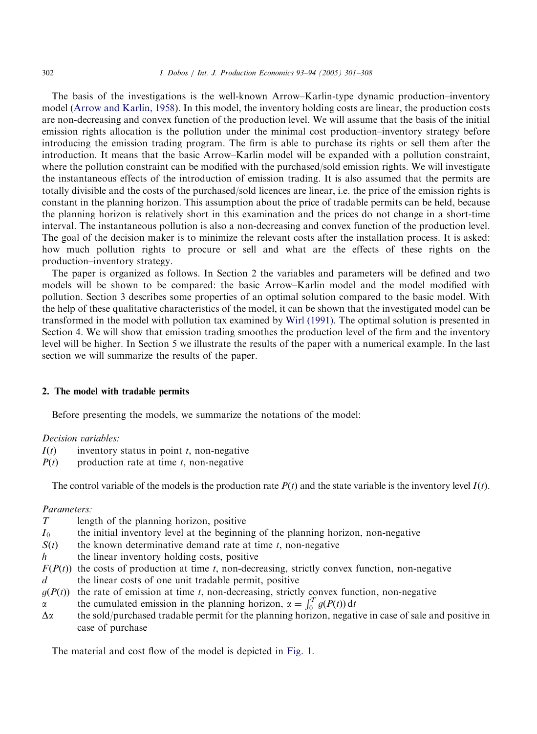The basis of the investigations is the well-known Arrow–Karlin-type dynamic production–inventory model (Arrow and Karlin, 1958). In this model, the inventory holding costs are linear, the production costs are non-decreasing and convex function of the production level. We will assume that the basis of the initial emission rights allocation is the pollution under the minimal cost production–inventory strategy before introducing the emission trading program. The firm is able to purchase its rights or sell them after the introduction. It means that the basic Arrow–Karlin model will be expanded with a pollution constraint, where the pollution constraint can be modified with the purchased/sold emission rights. We will investigate the instantaneous effects of the introduction of emission trading. It is also assumed that the permits are totally divisible and the costs of the purchased/sold licences are linear, i.e. the price of the emission rights is constant in the planning horizon. This assumption about the price of tradable permits can be held, because the planning horizon is relatively short in this examination and the prices do not change in a short-time interval. The instantaneous pollution is also a non-decreasing and convex function of the production level. The goal of the decision maker is to minimize the relevant costs after the installation process. It is asked: how much pollution rights to procure or sell and what are the effects of these rights on the production–inventory strategy.

The paper is organized as follows. In Section 2 the variables and parameters will be defined and two models will be shown to be compared: the basic Arrow–Karlin model and the model modified with pollution. Section 3 describes some properties of an optimal solution compared to the basic model. With the help of these qualitative characteristics of the model, it can be shown that the investigated model can be transformed in the model with pollution tax examined by Wirl (1991). The optimal solution is presented in Section 4. We will show that emission trading smoothes the production level of the firm and the inventory level will be higher. In Section 5 we illustrate the results of the paper with a numerical example. In the last section we will summarize the results of the paper.

## 2. The model with tradable permits

Before presenting the models, we summarize the notations of the model:

*Decision variables:*

- $I(t)$ inventory status in point $t$, non-negative
- $P(t)$ production rate at time $t$, non-negative

The control variable of the models is the production rate $P(t)$ and the state variable is the inventory level $I(t)$.

*Parameters:*

- $T$ length of the planning horizon, positive
- $I_0$ the initial inventory level at the beginning of the planning horizon, non-negative
- $S(t)$ the known determinative demand rate at time $t$, non-negative
- $h$ the linear inventory holding costs, positive
- $F(P(t))$ the costs of production at time $t$, non-decreasing, strictly convex function, non-negative
- $d$ the linear costs of one unit tradable permit, positive
- $g(P(t))$ the rate of emission at time $t$, non-decreasing, strictly convex function, non-negative
- $\alpha$ the cumulated emission in the planning horizon, $\alpha = \int_0^T g(P(t))\,dt$
- $\Delta\alpha$ the sold/purchased tradable permit for the planning horizon, negative in case of sale and positive in case of purchase

The material and cost flow of the model is depicted in Fig. 1.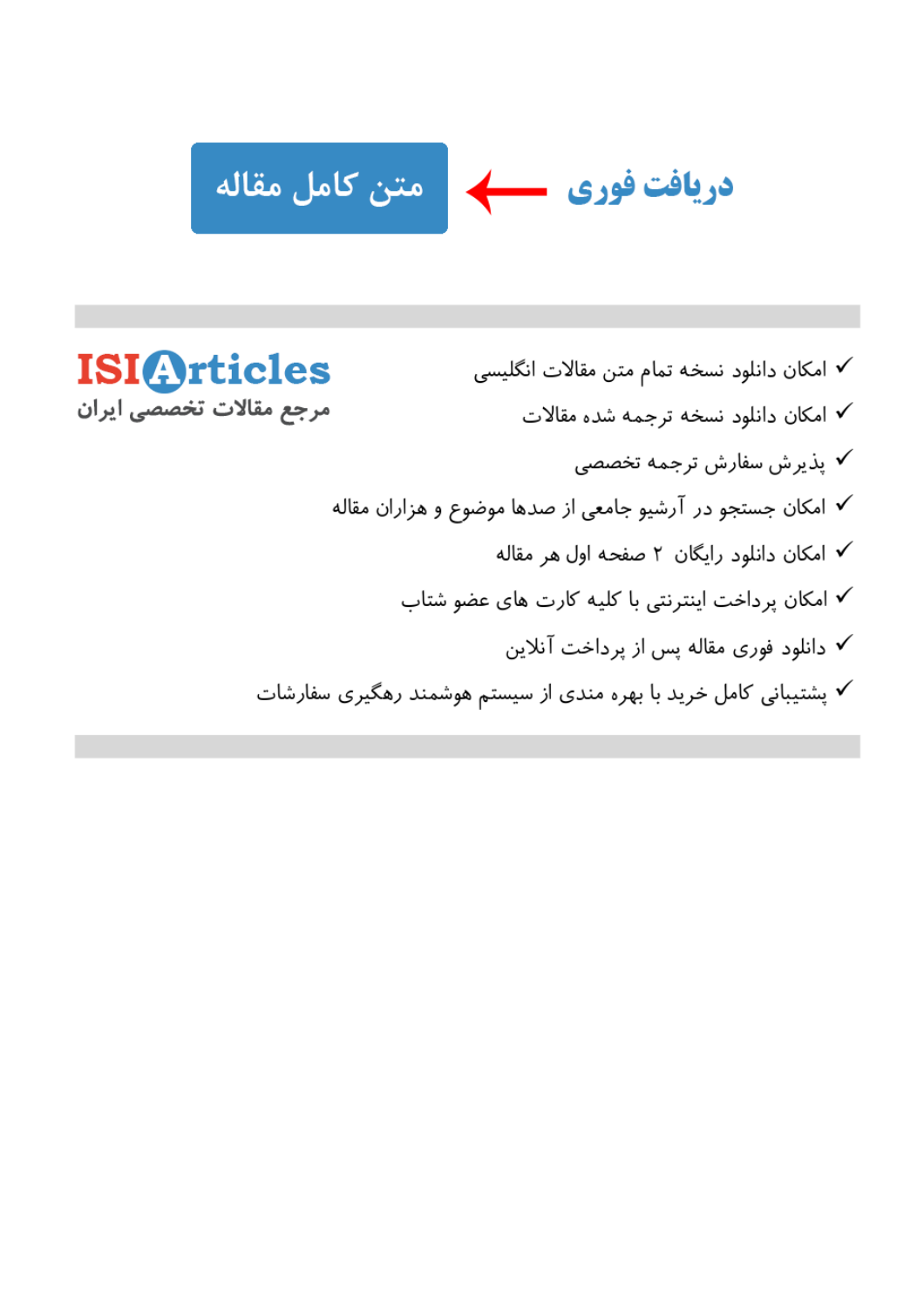دریافت فوری ← **متن کامل مقاله**

**ISIArticles**
مرجع مقالات تخصصی ایران

- ✓ امکان دانلود نسخه تمام متن مقالات انگلیسی
- ✓ امکان دانلود نسخه ترجمه شده مقالات
- ✓ پذیرش سفارش ترجمه تخصصی
- ✓ امکان جستجو در آرشیو جامعی از صدها موضوع و هزاران مقاله
- ✓ امکان دانلود رایگان ۲ صفحه اول هر مقاله
- ✓ امکان پرداخت اینترنتی با کلیه کارت های عضو شتاب
- ✓ دانلود فوری مقاله پس از پرداخت آنلاین
- ✓ پشتیبانی کامل خرید با بهره مندی از سیستم هوشمند رهگیری سفارشات